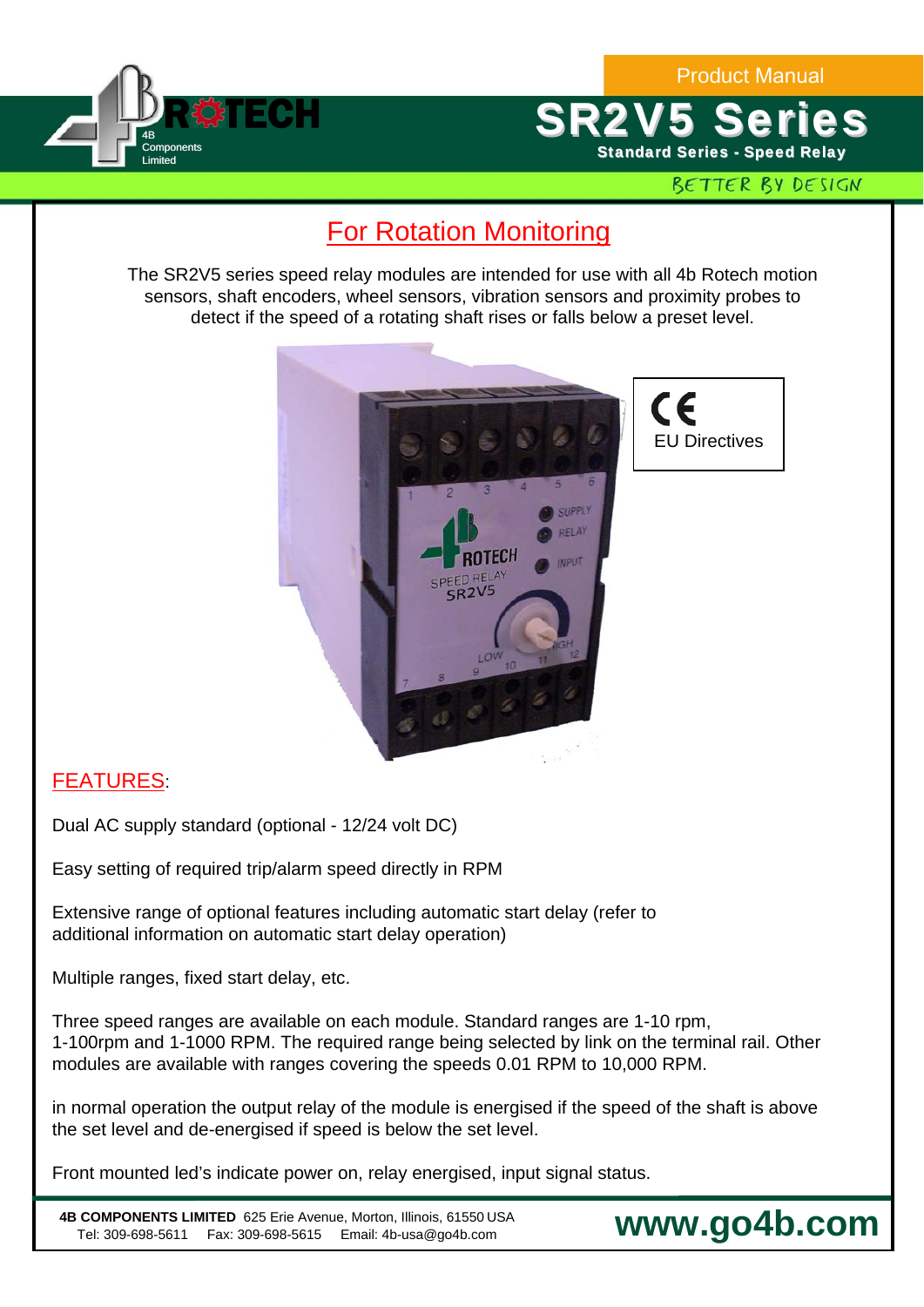Product Manual

# SR2V5 Series

**Standard Series - Speed Relay**

BETTER BY DESIGN

## For Rotation Monitoring

The SR2V5 series speed relay modules are intended for use with all 4b Rotech motion sensors, shaft encoders, wheel sensors, vibration sensors and proximity probes to detect if the speed of a rotating shaft rises or falls below a preset level.

CE EU Directives

## FEATURES:

Dual AC supply standard (optional - 12/24 volt DC)

Easy setting of required trip/alarm speed directly in RPM

Extensive range of optional features including automatic start delay (refer to additional information on automatic start delay operation)

Multiple ranges, fixed start delay, etc.

Three speed ranges are available on each module. Standard ranges are 1-10 rpm, 1-100rpm and 1-1000 RPM. The required range being selected by link on the terminal rail. Other modules are available with ranges covering the speeds 0.01 RPM to 10,000 RPM.

in normal operation the output relay of the module is energised if the speed of the shaft is above the set level and de-energised if speed is below the set level.

Front mounted led's indicate power on, relay energised, input signal status.

**4B COMPONENTS LIMITED** 625 Erie Avenue, Morton, Illinois, 61550 USA
Tel: 309-698-5611 Fax: 309-698-5615 Email: 4b-usa@go4b.com

**www.go4b.com**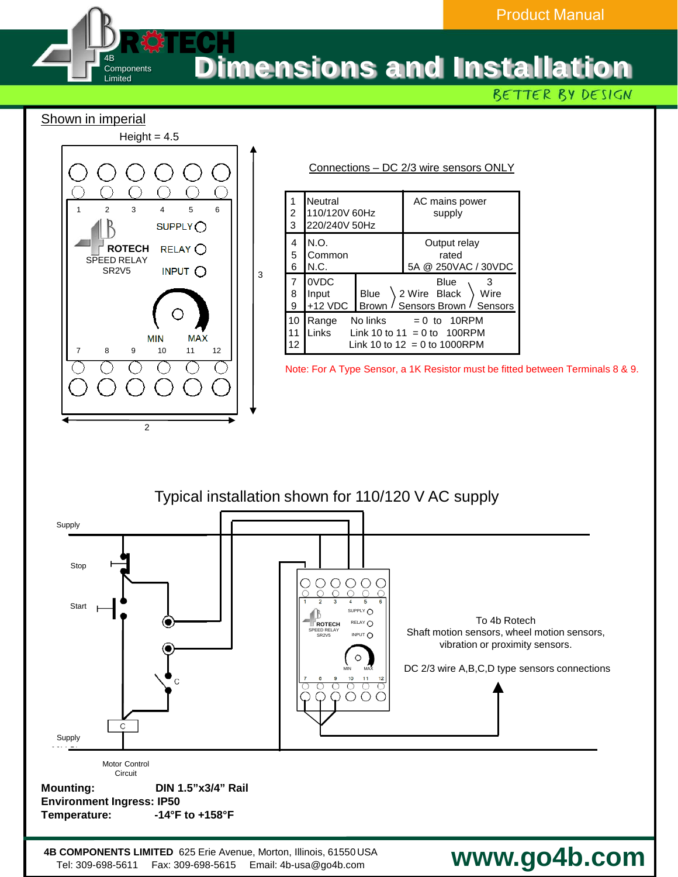# Dimensions and Installation

BETTER BY DESIGN

Shown in imperial

Height = 4.5

Connections – DC 2/3 wire sensors ONLY

| Terminal | Function | Notes |
|---|---|---|
| 1<br>2<br>3 | Neutral<br>110/120V 60Hz<br>220/240V 50Hz | AC mains power supply |
| 4<br>5<br>6 | N.O.<br>Common<br>N.C. | Output relay rated 5A @ 250VAC / 30VDC |
| 7<br>8<br>9 | 0VDC<br>Input<br>+12 VDC | Blue, Brown — 2 Wire Sensors; Blue, Black, Brown — 3 Wire Sensors |
| 10<br>11<br>12 | Range Links | No links = 0 to 10RPM<br>Link 10 to 11 = 0 to 100RPM<br>Link 10 to 12 = 0 to 1000RPM |

Note: For A Type Sensor, a 1K Resistor must be fitted between Terminals 8 & 9.

## Typical installation shown for 110/120 V AC supply

To 4b Rotech Shaft motion sensors, wheel motion sensors, vibration or proximity sensors.

DC 2/3 wire A,B,C,D type sensors connections

**Mounting:** DIN 1.5"x3/4" Rail
**Environment Ingress:** IP50
**Temperature:** -14°F to +158°F

**4B COMPONENTS LIMITED** 625 Erie Avenue, Morton, Illinois, 61550 USA
Tel: 309-698-5611 Fax: 309-698-5615 Email: 4b-usa@go4b.com

**www.go4b.com**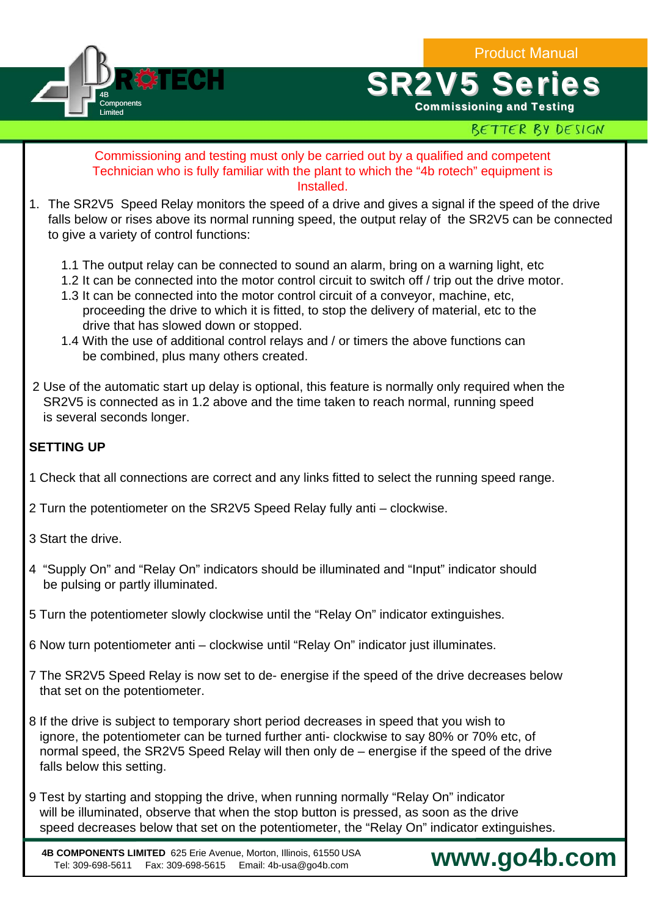Commissioning and testing must only be carried out by a qualified and competent Technician who is fully familiar with the plant to which the “4b rotech” equipment is Installed.

1. The SR2V5 Speed Relay monitors the speed of a drive and gives a signal if the speed of the drive falls below or rises above its normal running speed, the output relay of the SR2V5 can be connected to give a variety of control functions:

   1.1 The output relay can be connected to sound an alarm, bring on a warning light, etc
   1.2 It can be connected into the motor control circuit to switch off / trip out the drive motor.
   1.3 It can be connected into the motor control circuit of a conveyor, machine, etc, proceeding the drive to which it is fitted, to stop the delivery of material, etc to the drive that has slowed down or stopped.
   1.4 With the use of additional control relays and / or timers the above functions can be combined, plus many others created.

2 Use of the automatic start up delay is optional, this feature is normally only required when the SR2V5 is connected as in 1.2 above and the time taken to reach normal, running speed is several seconds longer.

**SETTING UP**

1 Check that all connections are correct and any links fitted to select the running speed range.

2 Turn the potentiometer on the SR2V5 Speed Relay fully anti – clockwise.

3 Start the drive.

4 “Supply On” and “Relay On” indicators should be illuminated and “Input” indicator should be pulsing or partly illuminated.

5 Turn the potentiometer slowly clockwise until the “Relay On” indicator extinguishes.

6 Now turn potentiometer anti – clockwise until “Relay On” indicator just illuminates.

7 The SR2V5 Speed Relay is now set to de- energise if the speed of the drive decreases below that set on the potentiometer.

8 If the drive is subject to temporary short period decreases in speed that you wish to ignore, the potentiometer can be turned further anti- clockwise to say 80% or 70% etc, of normal speed, the SR2V5 Speed Relay will then only de – energise if the speed of the drive falls below this setting.

9 Test by starting and stopping the drive, when running normally “Relay On” indicator will be illuminated, observe that when the stop button is pressed, as soon as the drive speed decreases below that set on the potentiometer, the “Relay On” indicator extinguishes.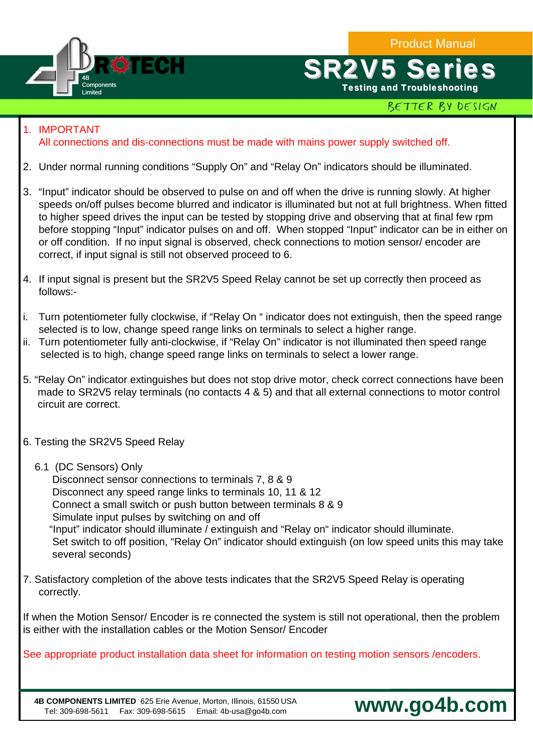1. IMPORTANT
   All connections and dis-connections must be made with mains power supply switched off.

2. Under normal running conditions “Supply On” and “Relay On” indicators should be illuminated.

3. “Input” indicator should be observed to pulse on and off when the drive is running slowly. At higher speeds on/off pulses become blurred and indicator is illuminated but not at full brightness. When fitted to higher speed drives the input can be tested by stopping drive and observing that at final few rpm before stopping “Input” indicator pulses on and off. When stopped “Input” indicator can be in either on or off condition. If no input signal is observed, check connections to motion sensor/ encoder are correct, if input signal is still not observed proceed to 6.

4. If input signal is present but the SR2V5 Speed Relay cannot be set up correctly then proceed as follows:-

   i. Turn potentiometer fully clockwise, if “Relay On “ indicator does not extinguish, then the speed range selected is to low, change speed range links on terminals to select a higher range.
   ii. Turn potentiometer fully anti-clockwise, if “Relay On” indicator is not illuminated then speed range selected is to high, change speed range links on terminals to select a lower range.

5. “Relay On” indicator extinguishes but does not stop drive motor, check correct connections have been made to SR2V5 relay terminals (no contacts 4 & 5) and that all external connections to motor control circuit are correct.

6. Testing the SR2V5 Speed Relay

   6.1 (DC Sensors) Only
   Disconnect sensor connections to terminals 7, 8 & 9
   Disconnect any speed range links to terminals 10, 11 & 12
   Connect a small switch or push button between terminals 8 & 9
   Simulate input pulses by switching on and off
   “Input” indicator should illuminate / extinguish and “Relay on“ indicator should illuminate.
   Set switch to off position, “Relay On” indicator should extinguish (on low speed units this may take several seconds)

7. Satisfactory completion of the above tests indicates that the SR2V5 Speed Relay is operating correctly.

If when the Motion Sensor/ Encoder is re connected the system is still not operational, then the problem is either with the installation cables or the Motion Sensor/ Encoder

See appropriate product installation data sheet for information on testing motion sensors /encoders.